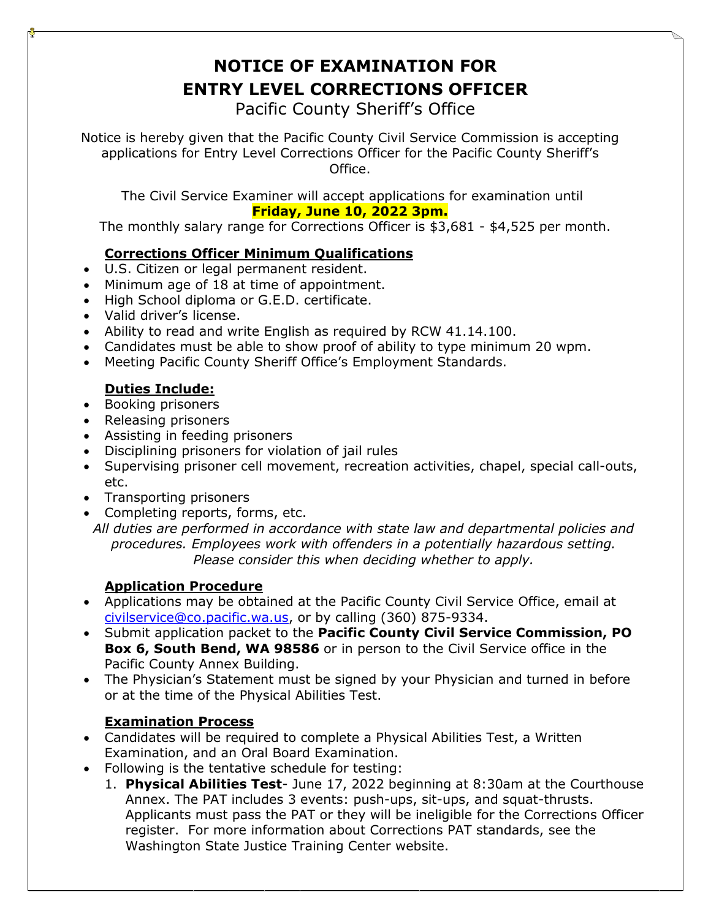# NOTICE OF EXAMINATION FOR ENTRY LEVEL CORRECTIONS OFFICER

Pacific County Sheriff's Office

Notice is hereby given that the Pacific County Civil Service Commission is accepting applications for Entry Level Corrections Officer for the Pacific County Sheriff's Office.

The Civil Service Examiner will accept applications for examination until **Friday, June 10, 2022 3pm.**
The monthly salary range for Corrections Officer is $3,681 - $4,525 per month.

## Corrections Officer Minimum Qualifications

- U.S. Citizen or legal permanent resident.
- Minimum age of 18 at time of appointment.
- High School diploma or G.E.D. certificate.
- Valid driver's license.
- Ability to read and write English as required by RCW 41.14.100.
- Candidates must be able to show proof of ability to type minimum 20 wpm.
- Meeting Pacific County Sheriff Office's Employment Standards.

## Duties Include:

- Booking prisoners
- Releasing prisoners
- Assisting in feeding prisoners
- Disciplining prisoners for violation of jail rules
- Supervising prisoner cell movement, recreation activities, chapel, special call-outs, etc.
- Transporting prisoners
- Completing reports, forms, etc.

*All duties are performed in accordance with state law and departmental policies and procedures. Employees work with offenders in a potentially hazardous setting. Please consider this when deciding whether to apply.*

## Application Procedure

- Applications may be obtained at the Pacific County Civil Service Office, email at civilservice@co.pacific.wa.us, or by calling (360) 875-9334.
- Submit application packet to the **Pacific County Civil Service Commission, PO Box 6, South Bend, WA 98586** or in person to the Civil Service office in the Pacific County Annex Building.
- The Physician's Statement must be signed by your Physician and turned in before or at the time of the Physical Abilities Test.

## Examination Process

- Candidates will be required to complete a Physical Abilities Test, a Written Examination, and an Oral Board Examination.
- Following is the tentative schedule for testing:
  1. **Physical Abilities Test**- June 17, 2022 beginning at 8:30am at the Courthouse Annex. The PAT includes 3 events: push-ups, sit-ups, and squat-thrusts. Applicants must pass the PAT or they will be ineligible for the Corrections Officer register. For more information about Corrections PAT standards, see the Washington State Justice Training Center website.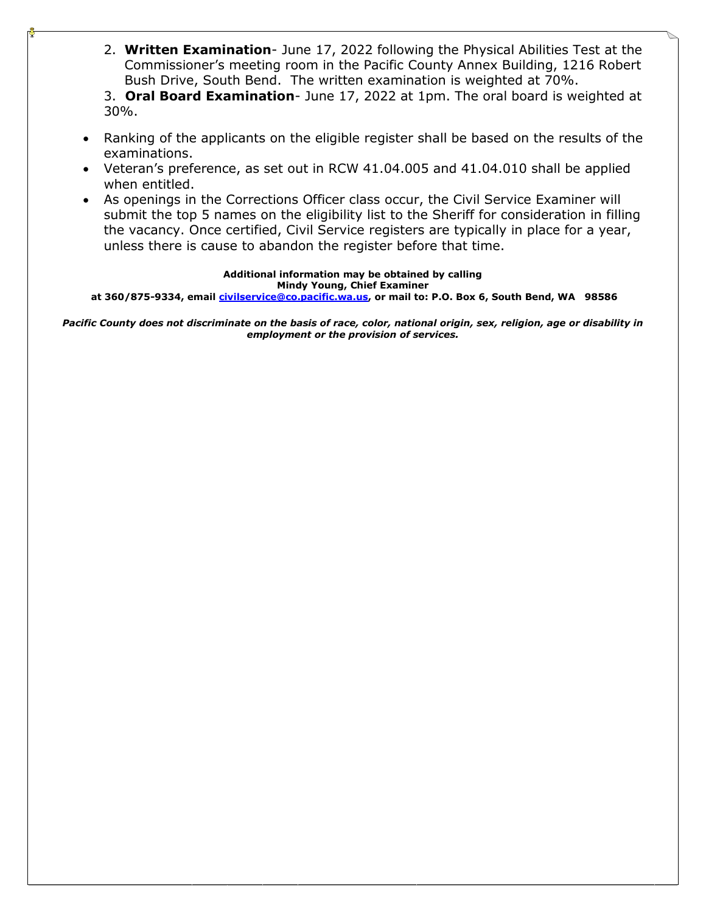2. **Written Examination**- June 17, 2022 following the Physical Abilities Test at the Commissioner's meeting room in the Pacific County Annex Building, 1216 Robert Bush Drive, South Bend. The written examination is weighted at 70%.

3. **Oral Board Examination**- June 17, 2022 at 1pm. The oral board is weighted at 30%.

- Ranking of the applicants on the eligible register shall be based on the results of the examinations.
- Veteran's preference, as set out in RCW 41.04.005 and 41.04.010 shall be applied when entitled.
- As openings in the Corrections Officer class occur, the Civil Service Examiner will submit the top 5 names on the eligibility list to the Sheriff for consideration in filling the vacancy. Once certified, Civil Service registers are typically in place for a year, unless there is cause to abandon the register before that time.

**Additional information may be obtained by calling**
**Mindy Young, Chief Examiner**
**at 360/875-9334, email civilservice@co.pacific.wa.us, or mail to: P.O. Box 6, South Bend, WA 98586**

***Pacific County does not discriminate on the basis of race, color, national origin, sex, religion, age or disability in employment or the provision of services.***